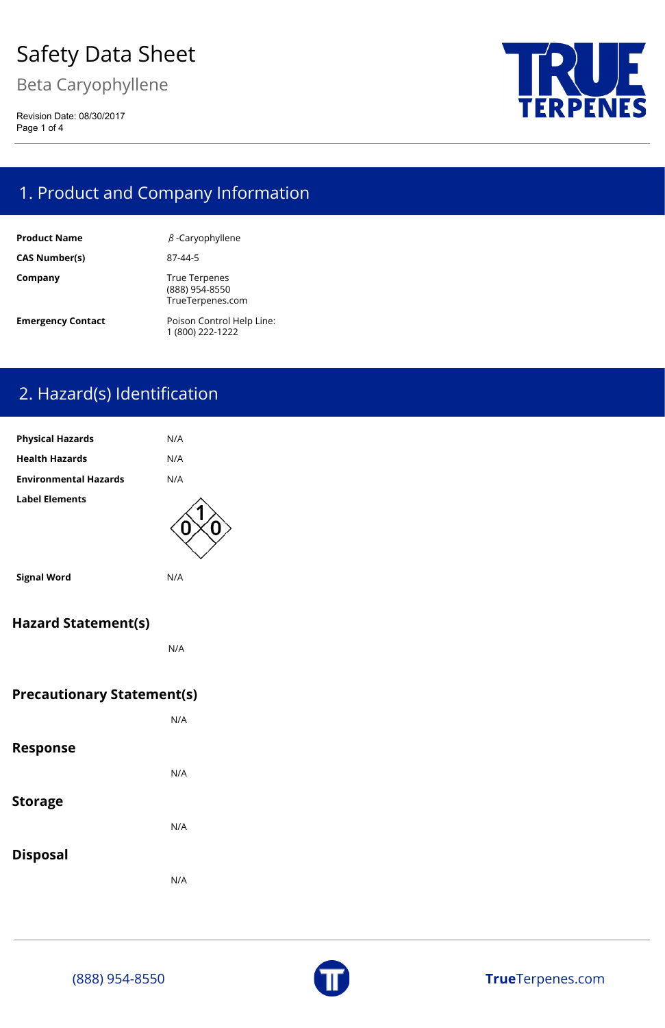# Safety Data Sheet

## Beta Caryophyllene

Revision Date: 08/30/2017

## 1. Product and Company Information

| | |
|---|---|
| **Product Name** | β-Caryophyllene |
| **CAS Number(s)** | 87-44-5 |
| **Company** | True Terpenes<br>(888) 954-8550<br>TrueTerpenes.com |
| **Emergency Contact** | Poison Control Help Line:<br>1 (800) 222-1222 |

## 2. Hazard(s) Identification

| | |
|---|---|
| **Physical Hazards** | N/A |
| **Health Hazards** | N/A |
| **Environmental Hazards** | N/A |
| **Label Elements** | NFPA diamond: 1 (top), 0 (left), 0 (right) |
| **Signal Word** | N/A |

### Hazard Statement(s)

N/A

### Precautionary Statement(s)

N/A

### Response

N/A

### Storage

N/A

### Disposal

N/A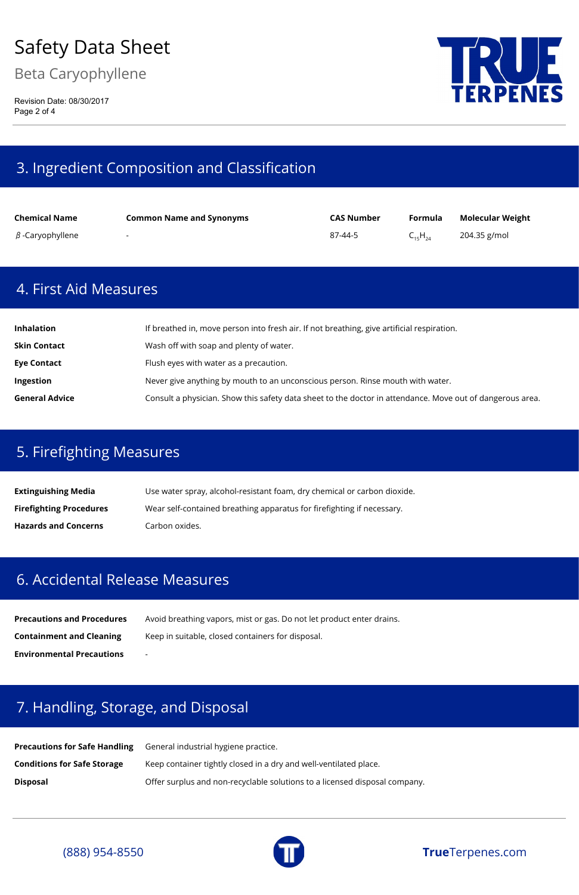## 3. Ingredient Composition and Classification

| Chemical Name | Common Name and Synonyms | CAS Number | Formula | Molecular Weight |
| --- | --- | --- | --- | --- |
| β -Caryophyllene | - | 87-44-5 | $C_{15}H_{24}$ | 204.35 g/mol |

## 4. First Aid Measures

| | |
| --- | --- |
| **Inhalation** | If breathed in, move person into fresh air. If not breathing, give artificial respiration. |
| **Skin Contact** | Wash off with soap and plenty of water. |
| **Eye Contact** | Flush eyes with water as a precaution. |
| **Ingestion** | Never give anything by mouth to an unconscious person. Rinse mouth with water. |
| **General Advice** | Consult a physician. Show this safety data sheet to the doctor in attendance. Move out of dangerous area. |

## 5. Firefighting Measures

| | |
| --- | --- |
| **Extinguishing Media** | Use water spray, alcohol-resistant foam, dry chemical or carbon dioxide. |
| **Firefighting Procedures** | Wear self-contained breathing apparatus for firefighting if necessary. |
| **Hazards and Concerns** | Carbon oxides. |

## 6. Accidental Release Measures

| | |
| --- | --- |
| **Precautions and Procedures** | Avoid breathing vapors, mist or gas. Do not let product enter drains. |
| **Containment and Cleaning** | Keep in suitable, closed containers for disposal. |
| **Environmental Precautions** | - |

## 7. Handling, Storage, and Disposal

| | |
| --- | --- |
| **Precautions for Safe Handling** | General industrial hygiene practice. |
| **Conditions for Safe Storage** | Keep container tightly closed in a dry and well-ventilated place. |
| **Disposal** | Offer surplus and non-recyclable solutions to a licensed disposal company. |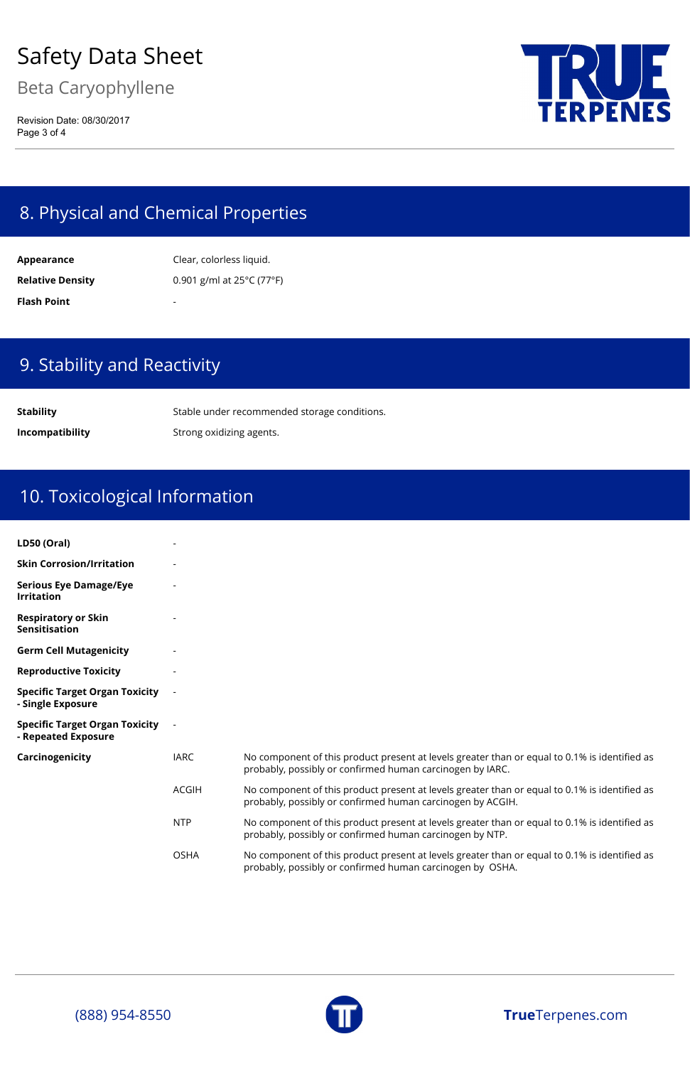## 8. Physical and Chemical Properties

| | |
|---|---|
| **Appearance** | Clear, colorless liquid. |
| **Relative Density** | 0.901 g/ml at 25°C (77°F) |
| **Flash Point** | - |

## 9. Stability and Reactivity

| | |
|---|---|
| **Stability** | Stable under recommended storage conditions. |
| **Incompatibility** | Strong oxidizing agents. |

## 10. Toxicological Information

| | | |
|---|---|---|
| **LD50 (Oral)** | - | |
| **Skin Corrosion/Irritation** | - | |
| **Serious Eye Damage/Eye Irritation** | - | |
| **Respiratory or Skin Sensitisation** | - | |
| **Germ Cell Mutagenicity** | - | |
| **Reproductive Toxicity** | - | |
| **Specific Target Organ Toxicity - Single Exposure** | - | |
| **Specific Target Organ Toxicity - Repeated Exposure** | - | |
| **Carcinogenicity** | IARC | No component of this product present at levels greater than or equal to 0.1% is identified as probably, possibly or confirmed human carcinogen by IARC. |
| | ACGIH | No component of this product present at levels greater than or equal to 0.1% is identified as probably, possibly or confirmed human carcinogen by ACGIH. |
| | NTP | No component of this product present at levels greater than or equal to 0.1% is identified as probably, possibly or confirmed human carcinogen by NTP. |
| | OSHA | No component of this product present at levels greater than or equal to 0.1% is identified as probably, possibly or confirmed human carcinogen by OSHA. |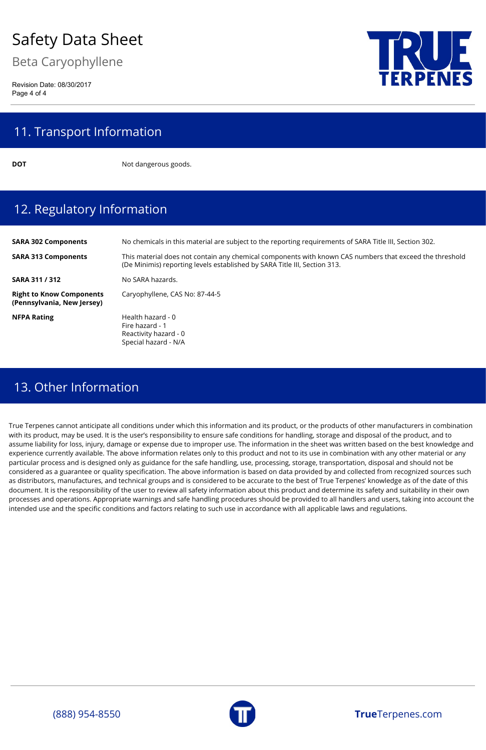## 11. Transport Information

| | |
|---|---|
| **DOT** | Not dangerous goods. |

## 12. Regulatory Information

| | |
|---|---|
| **SARA 302 Components** | No chemicals in this material are subject to the reporting requirements of SARA Title III, Section 302. |
| **SARA 313 Components** | This material does not contain any chemical components with known CAS numbers that exceed the threshold (De Minimis) reporting levels established by SARA Title III, Section 313. |
| **SARA 311 / 312** | No SARA hazards. |
| **Right to Know Components (Pennsylvania, New Jersey)** | Caryophyllene, CAS No: 87-44-5 |
| **NFPA Rating** | Health hazard - 0<br>Fire hazard - 1<br>Reactivity hazard - 0<br>Special hazard - N/A |

## 13. Other Information

True Terpenes cannot anticipate all conditions under which this information and its product, or the products of other manufacturers in combination with its product, may be used. It is the user's responsibility to ensure safe conditions for handling, storage and disposal of the product, and to assume liability for loss, injury, damage or expense due to improper use. The information in the sheet was written based on the best knowledge and experience currently available. The above information relates only to this product and not to its use in combination with any other material or any particular process and is designed only as guidance for the safe handling, use, processing, storage, transportation, disposal and should not be considered as a guarantee or quality specification. The above information is based on data provided by and collected from recognized sources such as distributors, manufactures, and technical groups and is considered to be accurate to the best of True Terpenes' knowledge as of the date of this document. It is the responsibility of the user to review all safety information about this product and determine its safety and suitability in their own processes and operations. Appropriate warnings and safe handling procedures should be provided to all handlers and users, taking into account the intended use and the specific conditions and factors relating to such use in accordance with all applicable laws and regulations.